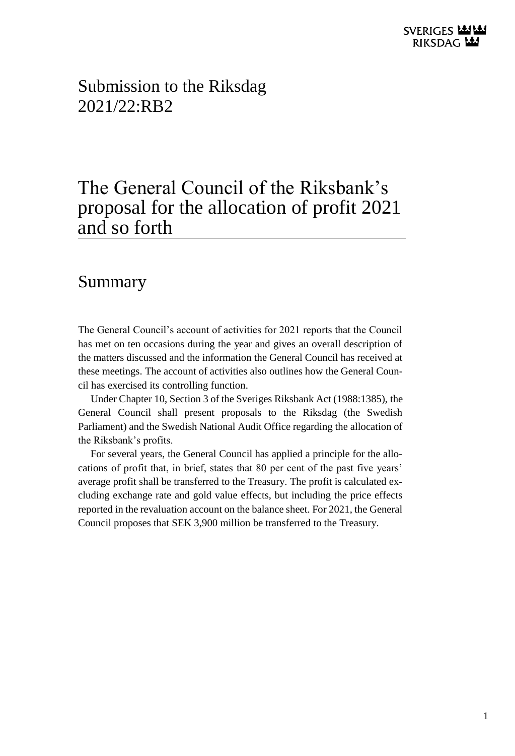# Submission to the Riksdag 2021/22:RB2

# The General Council of the Riksbank's proposal for the allocation of profit 2021 and so forth

## Summary

The General Council's account of activities for 2021 reports that the Council has met on ten occasions during the year and gives an overall description of the matters discussed and the information the General Council has received at these meetings. The account of activities also outlines how the General Council has exercised its controlling function.

Under Chapter 10, Section 3 of the Sveriges Riksbank Act (1988:1385), the General Council shall present proposals to the Riksdag (the Swedish Parliament) and the Swedish National Audit Office regarding the allocation of the Riksbank's profits.

For several years, the General Council has applied a principle for the allocations of profit that, in brief, states that 80 per cent of the past five years' average profit shall be transferred to the Treasury. The profit is calculated excluding exchange rate and gold value effects, but including the price effects reported in the revaluation account on the balance sheet. For 2021, the General Council proposes that SEK 3,900 million be transferred to the Treasury.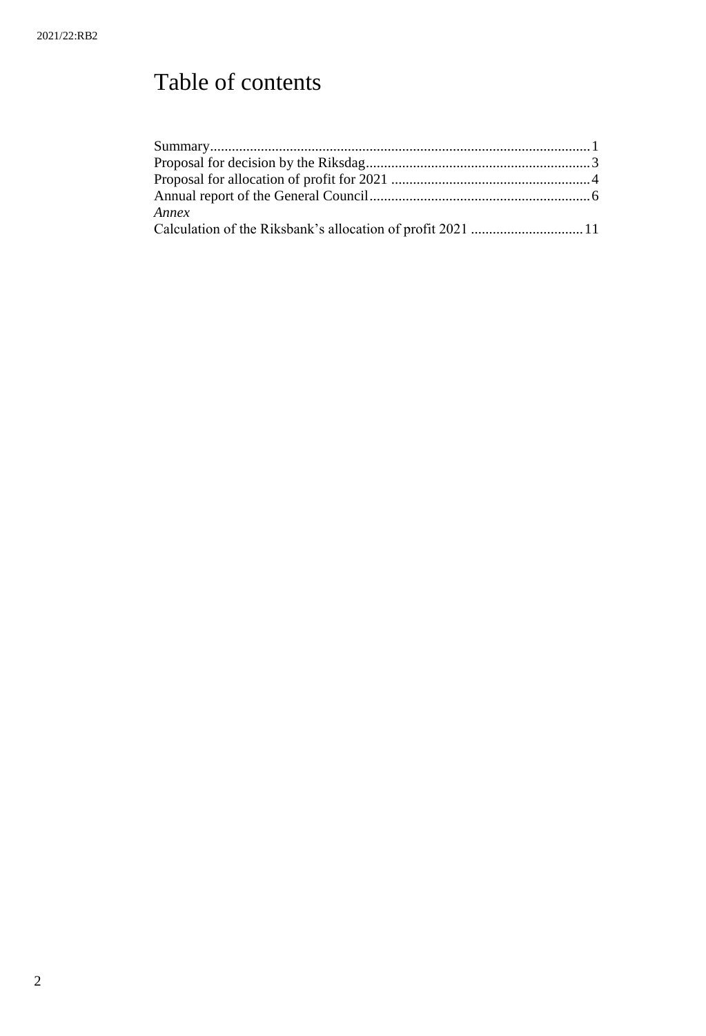# Table of contents

Summary........................................................................................................1
Proposal for decision by the Riksdag.............................................................3
Proposal for allocation of profit for 2021 .......................................................4
Annual report of the General Council.............................................................6
*Annex*
Calculation of the Riksbank's allocation of profit 2021 ...............................11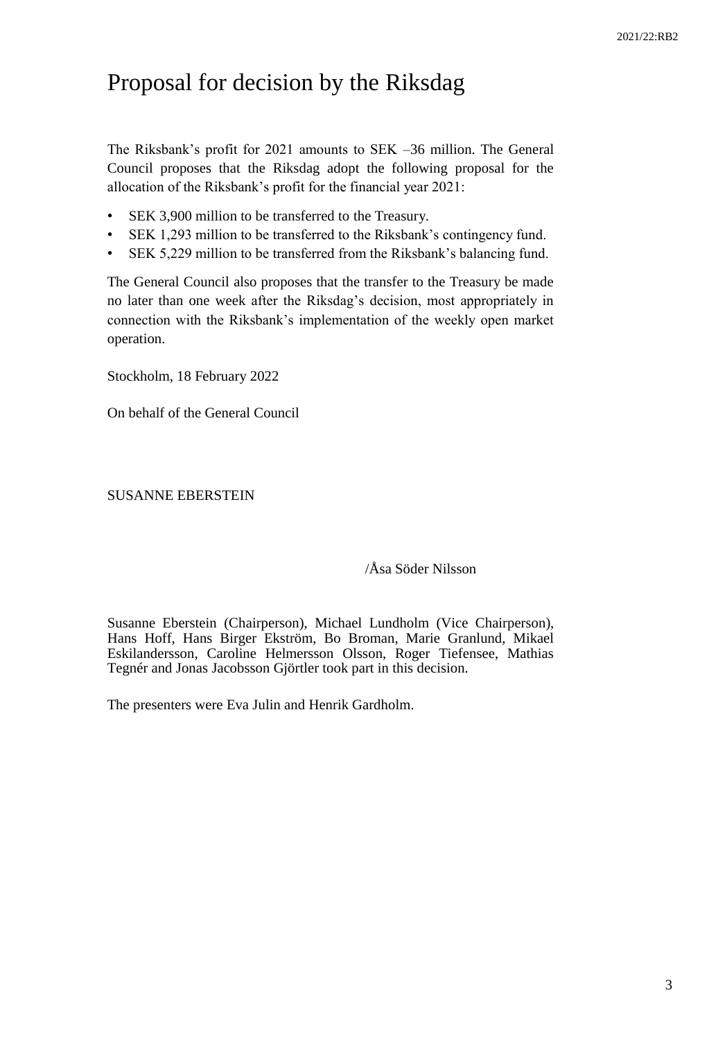# Proposal for decision by the Riksdag

The Riksbank's profit for 2021 amounts to SEK –36 million. The General Council proposes that the Riksdag adopt the following proposal for the allocation of the Riksbank's profit for the financial year 2021:

- SEK 3,900 million to be transferred to the Treasury.
- SEK 1,293 million to be transferred to the Riksbank's contingency fund.
- SEK 5,229 million to be transferred from the Riksbank's balancing fund.

The General Council also proposes that the transfer to the Treasury be made no later than one week after the Riksdag's decision, most appropriately in connection with the Riksbank's implementation of the weekly open market operation.

Stockholm, 18 February 2022

On behalf of the General Council

SUSANNE EBERSTEIN

/Åsa Söder Nilsson

Susanne Eberstein (Chairperson), Michael Lundholm (Vice Chairperson), Hans Hoff, Hans Birger Ekström, Bo Broman, Marie Granlund, Mikael Eskilandersson, Caroline Helmersson Olsson, Roger Tiefensee, Mathias Tegnér and Jonas Jacobsson Gjörtler took part in this decision.

The presenters were Eva Julin and Henrik Gardholm.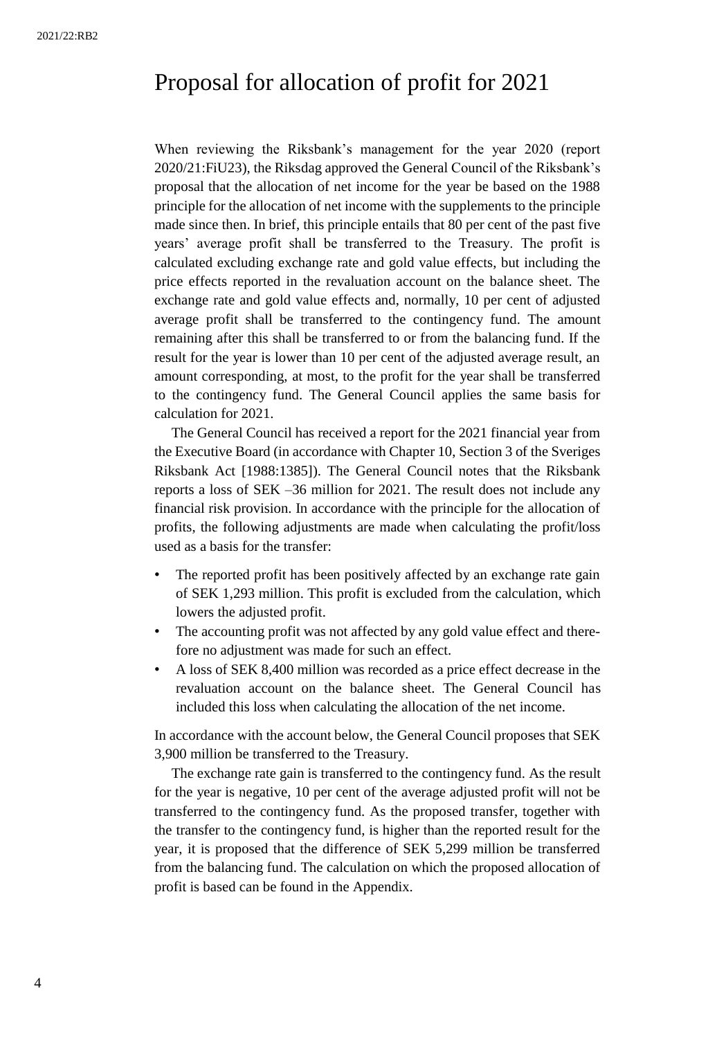# Proposal for allocation of profit for 2021

When reviewing the Riksbank's management for the year 2020 (report 2020/21:FiU23), the Riksdag approved the General Council of the Riksbank's proposal that the allocation of net income for the year be based on the 1988 principle for the allocation of net income with the supplements to the principle made since then. In brief, this principle entails that 80 per cent of the past five years' average profit shall be transferred to the Treasury. The profit is calculated excluding exchange rate and gold value effects, but including the price effects reported in the revaluation account on the balance sheet. The exchange rate and gold value effects and, normally, 10 per cent of adjusted average profit shall be transferred to the contingency fund. The amount remaining after this shall be transferred to or from the balancing fund. If the result for the year is lower than 10 per cent of the adjusted average result, an amount corresponding, at most, to the profit for the year shall be transferred to the contingency fund. The General Council applies the same basis for calculation for 2021.

The General Council has received a report for the 2021 financial year from the Executive Board (in accordance with Chapter 10, Section 3 of the Sveriges Riksbank Act [1988:1385]). The General Council notes that the Riksbank reports a loss of SEK –36 million for 2021. The result does not include any financial risk provision. In accordance with the principle for the allocation of profits, the following adjustments are made when calculating the profit/loss used as a basis for the transfer:

- The reported profit has been positively affected by an exchange rate gain of SEK 1,293 million. This profit is excluded from the calculation, which lowers the adjusted profit.
- The accounting profit was not affected by any gold value effect and therefore no adjustment was made for such an effect.
- A loss of SEK 8,400 million was recorded as a price effect decrease in the revaluation account on the balance sheet. The General Council has included this loss when calculating the allocation of the net income.

In accordance with the account below, the General Council proposes that SEK 3,900 million be transferred to the Treasury.

The exchange rate gain is transferred to the contingency fund. As the result for the year is negative, 10 per cent of the average adjusted profit will not be transferred to the contingency fund. As the proposed transfer, together with the transfer to the contingency fund, is higher than the reported result for the year, it is proposed that the difference of SEK 5,299 million be transferred from the balancing fund. The calculation on which the proposed allocation of profit is based can be found in the Appendix.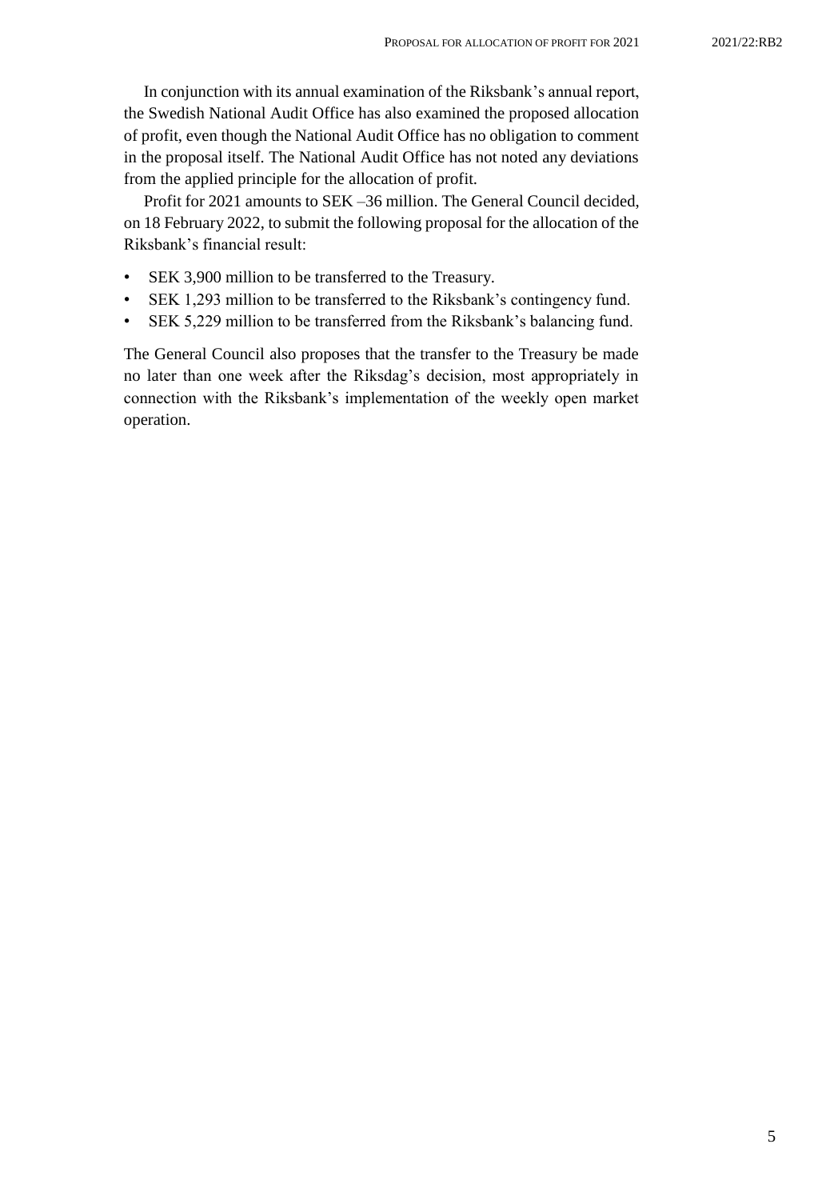In conjunction with its annual examination of the Riksbank's annual report, the Swedish National Audit Office has also examined the proposed allocation of profit, even though the National Audit Office has no obligation to comment in the proposal itself. The National Audit Office has not noted any deviations from the applied principle for the allocation of profit.

Profit for 2021 amounts to SEK –36 million. The General Council decided, on 18 February 2022, to submit the following proposal for the allocation of the Riksbank's financial result:

- SEK 3,900 million to be transferred to the Treasury.
- SEK 1,293 million to be transferred to the Riksbank's contingency fund.
- SEK 5,229 million to be transferred from the Riksbank's balancing fund.

The General Council also proposes that the transfer to the Treasury be made no later than one week after the Riksdag's decision, most appropriately in connection with the Riksbank's implementation of the weekly open market operation.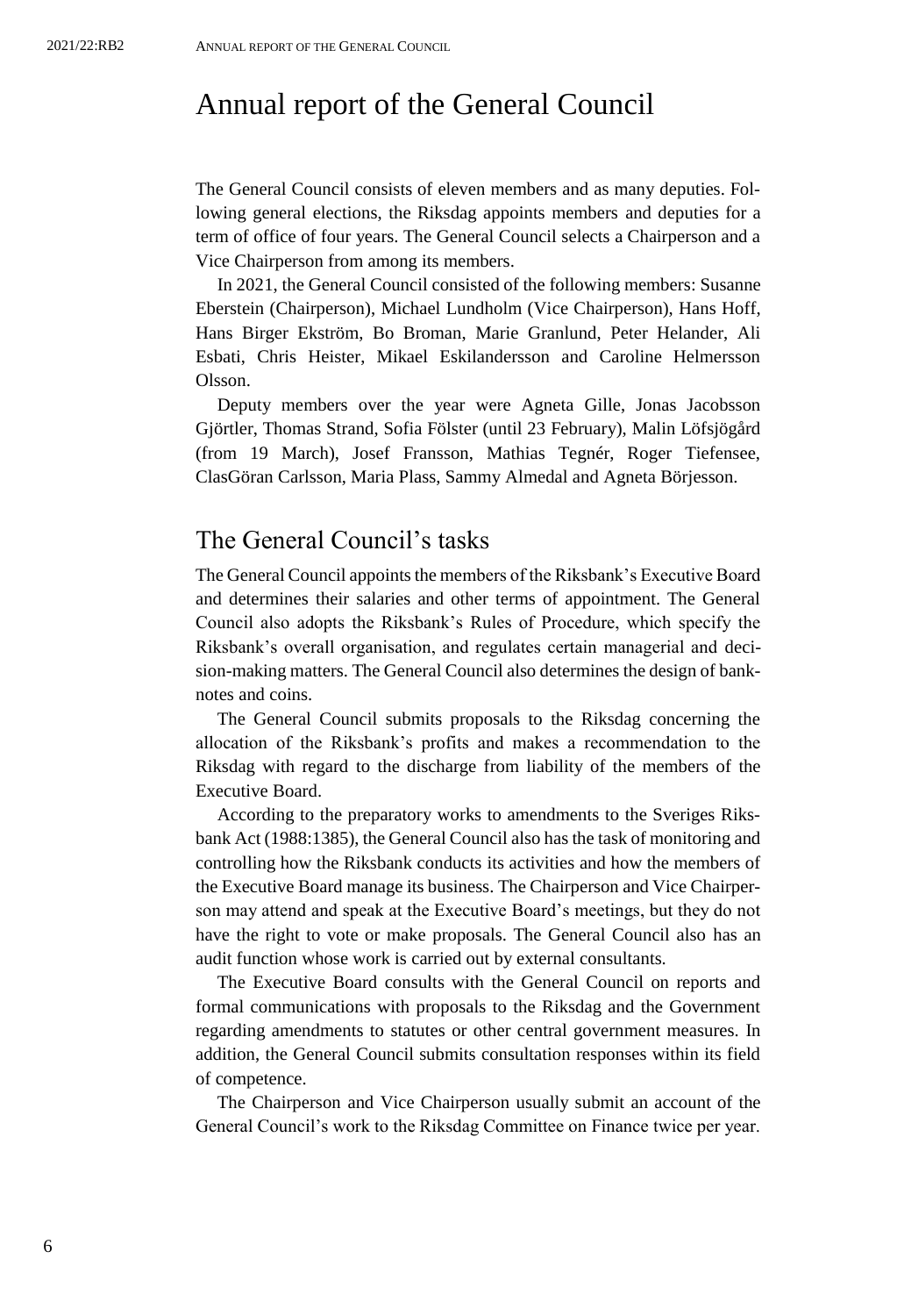# Annual report of the General Council

The General Council consists of eleven members and as many deputies. Following general elections, the Riksdag appoints members and deputies for a term of office of four years. The General Council selects a Chairperson and a Vice Chairperson from among its members.

In 2021, the General Council consisted of the following members: Susanne Eberstein (Chairperson), Michael Lundholm (Vice Chairperson), Hans Hoff, Hans Birger Ekström, Bo Broman, Marie Granlund, Peter Helander, Ali Esbati, Chris Heister, Mikael Eskilandersson and Caroline Helmersson Olsson.

Deputy members over the year were Agneta Gille, Jonas Jacobsson Gjörtler, Thomas Strand, Sofia Fölster (until 23 February), Malin Löfsjögård (from 19 March), Josef Fransson, Mathias Tegnér, Roger Tiefensee, ClasGöran Carlsson, Maria Plass, Sammy Almedal and Agneta Börjesson.

## The General Council's tasks

The General Council appoints the members of the Riksbank's Executive Board and determines their salaries and other terms of appointment. The General Council also adopts the Riksbank's Rules of Procedure, which specify the Riksbank's overall organisation, and regulates certain managerial and decision-making matters. The General Council also determines the design of banknotes and coins.

The General Council submits proposals to the Riksdag concerning the allocation of the Riksbank's profits and makes a recommendation to the Riksdag with regard to the discharge from liability of the members of the Executive Board.

According to the preparatory works to amendments to the Sveriges Riksbank Act (1988:1385), the General Council also has the task of monitoring and controlling how the Riksbank conducts its activities and how the members of the Executive Board manage its business. The Chairperson and Vice Chairperson may attend and speak at the Executive Board's meetings, but they do not have the right to vote or make proposals. The General Council also has an audit function whose work is carried out by external consultants.

The Executive Board consults with the General Council on reports and formal communications with proposals to the Riksdag and the Government regarding amendments to statutes or other central government measures. In addition, the General Council submits consultation responses within its field of competence.

The Chairperson and Vice Chairperson usually submit an account of the General Council's work to the Riksdag Committee on Finance twice per year.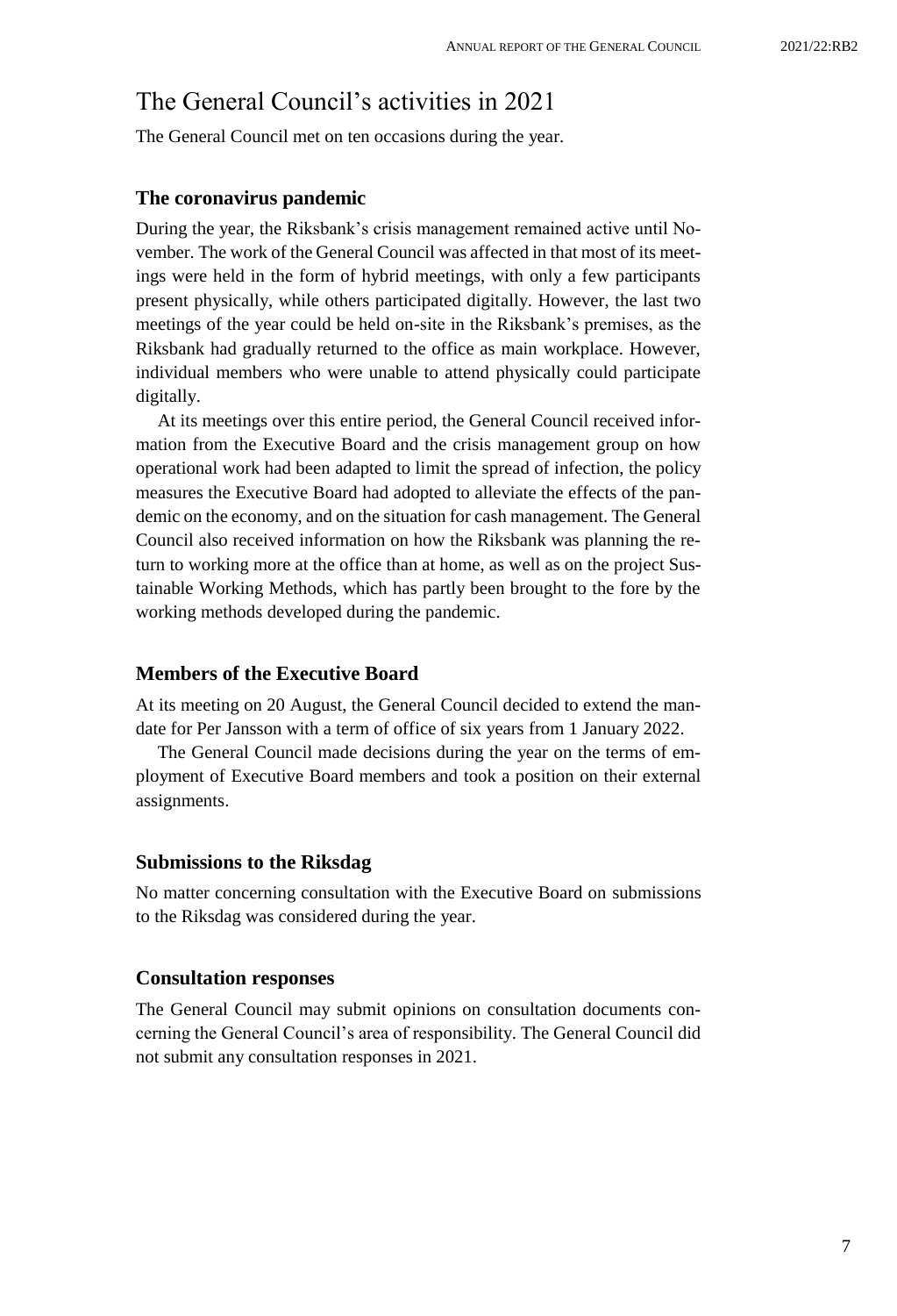# The General Council's activities in 2021

The General Council met on ten occasions during the year.

### The coronavirus pandemic

During the year, the Riksbank's crisis management remained active until November. The work of the General Council was affected in that most of its meetings were held in the form of hybrid meetings, with only a few participants present physically, while others participated digitally. However, the last two meetings of the year could be held on-site in the Riksbank's premises, as the Riksbank had gradually returned to the office as main workplace. However, individual members who were unable to attend physically could participate digitally.

At its meetings over this entire period, the General Council received information from the Executive Board and the crisis management group on how operational work had been adapted to limit the spread of infection, the policy measures the Executive Board had adopted to alleviate the effects of the pandemic on the economy, and on the situation for cash management. The General Council also received information on how the Riksbank was planning the return to working more at the office than at home, as well as on the project Sustainable Working Methods, which has partly been brought to the fore by the working methods developed during the pandemic.

### Members of the Executive Board

At its meeting on 20 August, the General Council decided to extend the mandate for Per Jansson with a term of office of six years from 1 January 2022.

The General Council made decisions during the year on the terms of employment of Executive Board members and took a position on their external assignments.

### Submissions to the Riksdag

No matter concerning consultation with the Executive Board on submissions to the Riksdag was considered during the year.

### Consultation responses

The General Council may submit opinions on consultation documents concerning the General Council's area of responsibility. The General Council did not submit any consultation responses in 2021.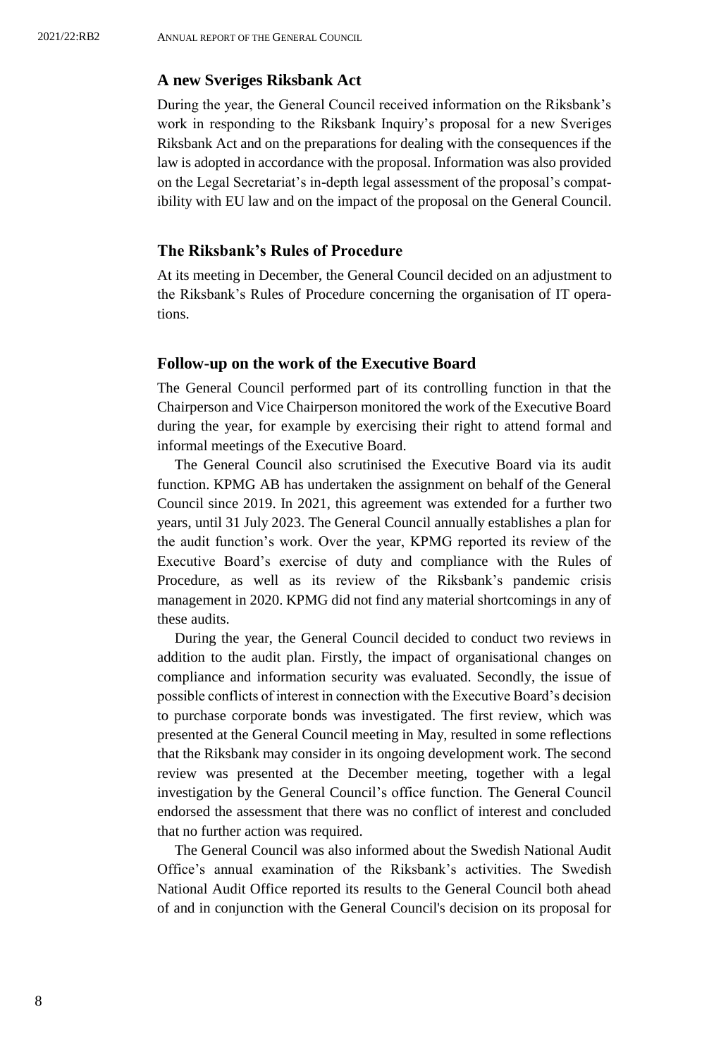### A new Sveriges Riksbank Act

During the year, the General Council received information on the Riksbank's work in responding to the Riksbank Inquiry's proposal for a new Sveriges Riksbank Act and on the preparations for dealing with the consequences if the law is adopted in accordance with the proposal. Information was also provided on the Legal Secretariat's in-depth legal assessment of the proposal's compatibility with EU law and on the impact of the proposal on the General Council.

### The Riksbank's Rules of Procedure

At its meeting in December, the General Council decided on an adjustment to the Riksbank's Rules of Procedure concerning the organisation of IT operations.

### Follow-up on the work of the Executive Board

The General Council performed part of its controlling function in that the Chairperson and Vice Chairperson monitored the work of the Executive Board during the year, for example by exercising their right to attend formal and informal meetings of the Executive Board.

The General Council also scrutinised the Executive Board via its audit function. KPMG AB has undertaken the assignment on behalf of the General Council since 2019. In 2021, this agreement was extended for a further two years, until 31 July 2023. The General Council annually establishes a plan for the audit function's work. Over the year, KPMG reported its review of the Executive Board's exercise of duty and compliance with the Rules of Procedure, as well as its review of the Riksbank's pandemic crisis management in 2020. KPMG did not find any material shortcomings in any of these audits.

During the year, the General Council decided to conduct two reviews in addition to the audit plan. Firstly, the impact of organisational changes on compliance and information security was evaluated. Secondly, the issue of possible conflicts of interest in connection with the Executive Board's decision to purchase corporate bonds was investigated. The first review, which was presented at the General Council meeting in May, resulted in some reflections that the Riksbank may consider in its ongoing development work. The second review was presented at the December meeting, together with a legal investigation by the General Council's office function. The General Council endorsed the assessment that there was no conflict of interest and concluded that no further action was required.

The General Council was also informed about the Swedish National Audit Office's annual examination of the Riksbank's activities. The Swedish National Audit Office reported its results to the General Council both ahead of and in conjunction with the General Council's decision on its proposal for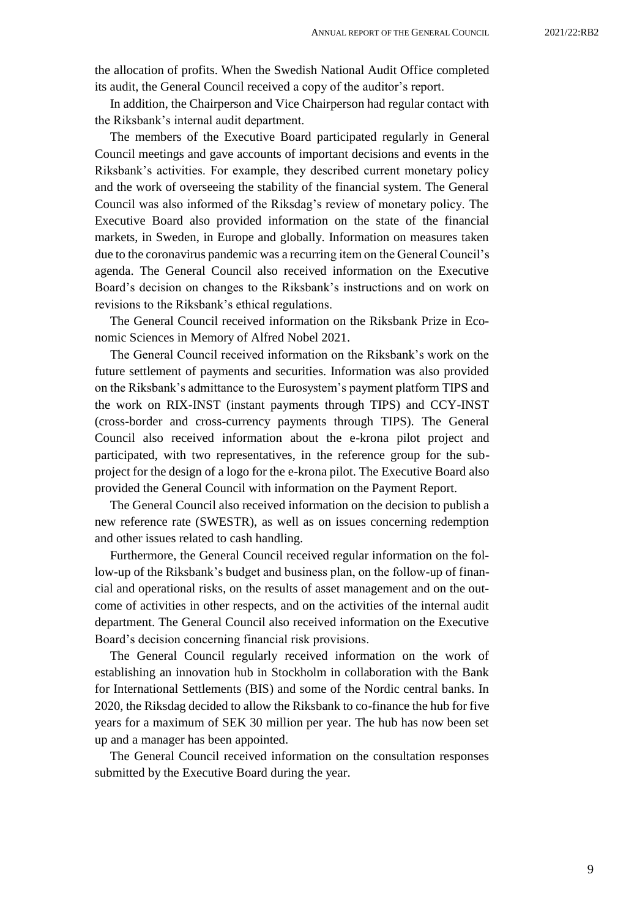the allocation of profits. When the Swedish National Audit Office completed its audit, the General Council received a copy of the auditor's report.

In addition, the Chairperson and Vice Chairperson had regular contact with the Riksbank's internal audit department.

The members of the Executive Board participated regularly in General Council meetings and gave accounts of important decisions and events in the Riksbank's activities. For example, they described current monetary policy and the work of overseeing the stability of the financial system. The General Council was also informed of the Riksdag's review of monetary policy. The Executive Board also provided information on the state of the financial markets, in Sweden, in Europe and globally. Information on measures taken due to the coronavirus pandemic was a recurring item on the General Council's agenda. The General Council also received information on the Executive Board's decision on changes to the Riksbank's instructions and on work on revisions to the Riksbank's ethical regulations.

The General Council received information on the Riksbank Prize in Economic Sciences in Memory of Alfred Nobel 2021.

The General Council received information on the Riksbank's work on the future settlement of payments and securities. Information was also provided on the Riksbank's admittance to the Eurosystem's payment platform TIPS and the work on RIX-INST (instant payments through TIPS) and CCY-INST (cross-border and cross-currency payments through TIPS). The General Council also received information about the e-krona pilot project and participated, with two representatives, in the reference group for the subproject for the design of a logo for the e-krona pilot. The Executive Board also provided the General Council with information on the Payment Report.

The General Council also received information on the decision to publish a new reference rate (SWESTR), as well as on issues concerning redemption and other issues related to cash handling.

Furthermore, the General Council received regular information on the follow-up of the Riksbank's budget and business plan, on the follow-up of financial and operational risks, on the results of asset management and on the outcome of activities in other respects, and on the activities of the internal audit department. The General Council also received information on the Executive Board's decision concerning financial risk provisions.

The General Council regularly received information on the work of establishing an innovation hub in Stockholm in collaboration with the Bank for International Settlements (BIS) and some of the Nordic central banks. In 2020, the Riksdag decided to allow the Riksbank to co-finance the hub for five years for a maximum of SEK 30 million per year. The hub has now been set up and a manager has been appointed.

The General Council received information on the consultation responses submitted by the Executive Board during the year.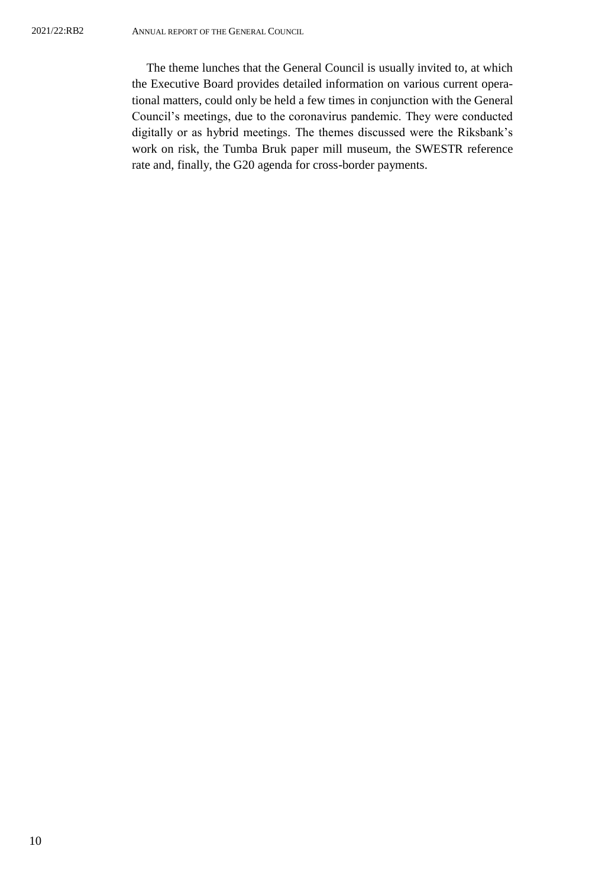The theme lunches that the General Council is usually invited to, at which the Executive Board provides detailed information on various current operational matters, could only be held a few times in conjunction with the General Council's meetings, due to the coronavirus pandemic. They were conducted digitally or as hybrid meetings. The themes discussed were the Riksbank's work on risk, the Tumba Bruk paper mill museum, the SWESTR reference rate and, finally, the G20 agenda for cross-border payments.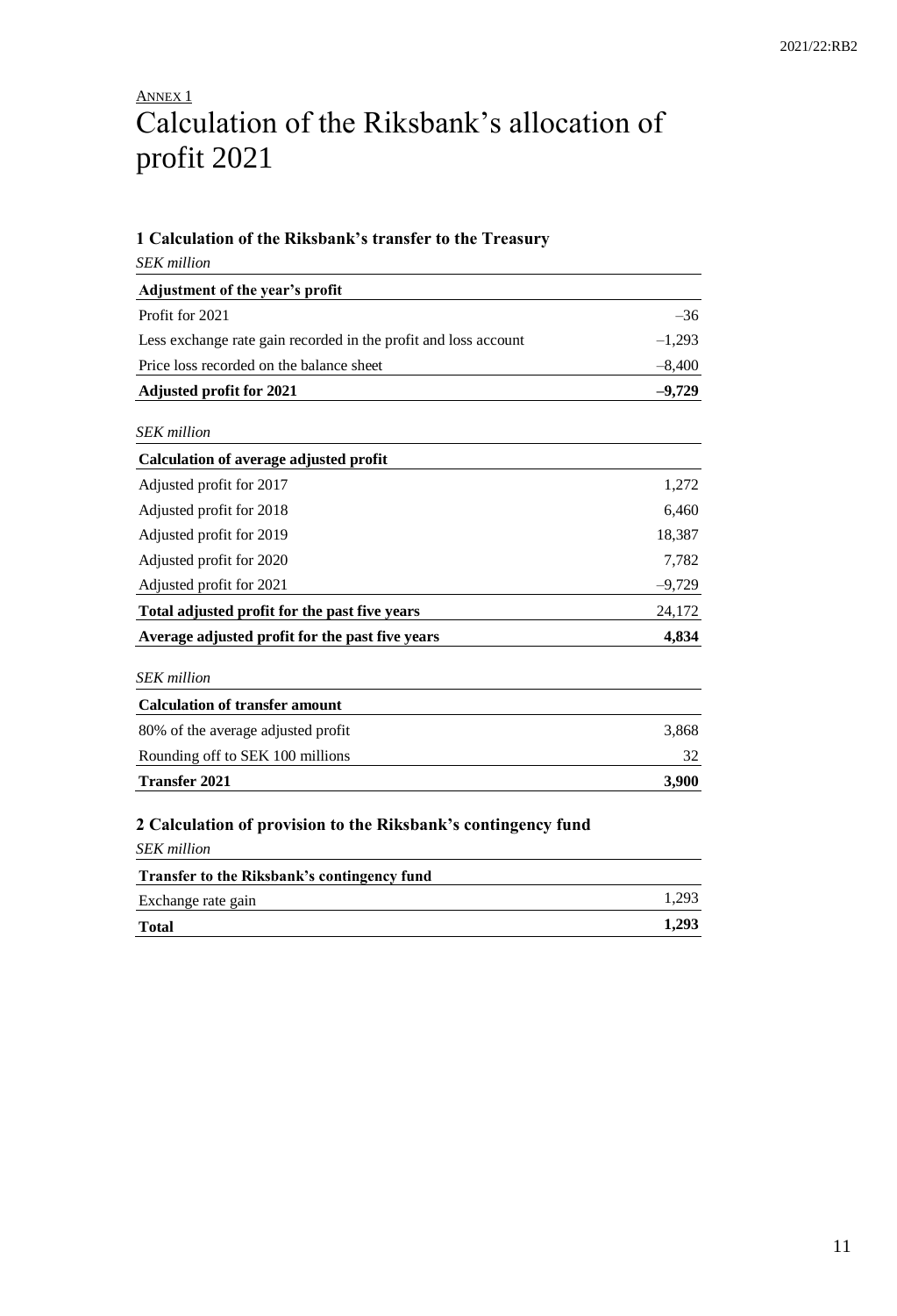ANNEX 1

# Calculation of the Riksbank's allocation of profit 2021

### 1 Calculation of the Riksbank's transfer to the Treasury

*SEK million*

| **Adjustment of the year's profit** | |
|---|---|
| Profit for 2021 | –36 |
| Less exchange rate gain recorded in the profit and loss account | –1,293 |
| Price loss recorded on the balance sheet | –8,400 |
| **Adjusted profit for 2021** | **–9,729** |

*SEK million*

| **Calculation of average adjusted profit** | |
|---|---|
| Adjusted profit for 2017 | 1,272 |
| Adjusted profit for 2018 | 6,460 |
| Adjusted profit for 2019 | 18,387 |
| Adjusted profit for 2020 | 7,782 |
| Adjusted profit for 2021 | –9,729 |
| **Total adjusted profit for the past five years** | 24,172 |
| **Average adjusted profit for the past five years** | **4,834** |

*SEK million*

| **Calculation of transfer amount** | |
|---|---|
| 80% of the average adjusted profit | 3,868 |
| Rounding off to SEK 100 millions | 32 |
| **Transfer 2021** | **3,900** |

### 2 Calculation of provision to the Riksbank's contingency fund

*SEK million*

| **Transfer to the Riksbank's contingency fund** | |
|---|---|
| Exchange rate gain | 1,293 |
| **Total** | **1,293** |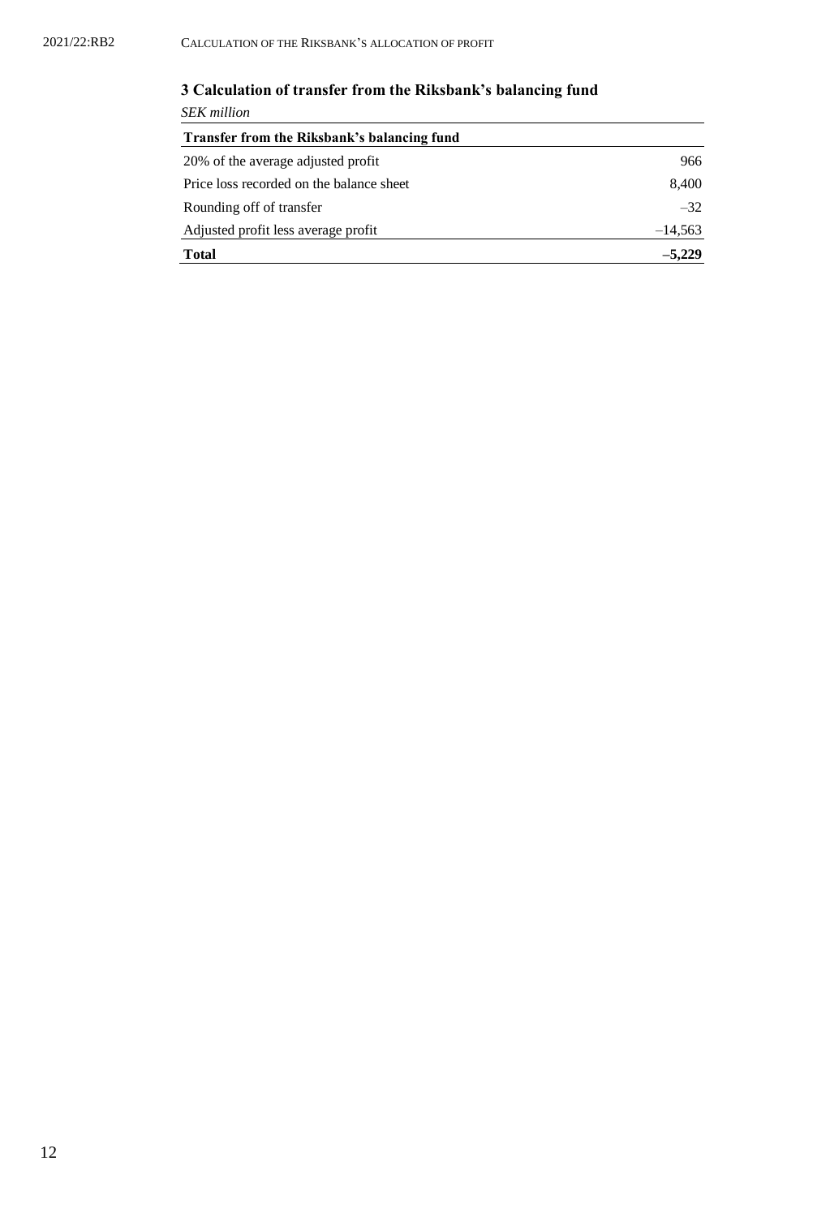### 3 Calculation of transfer from the Riksbank's balancing fund

*SEK million*

| Transfer from the Riksbank's balancing fund | |
|---|---|
| 20% of the average adjusted profit | 966 |
| Price loss recorded on the balance sheet | 8,400 |
| Rounding off of transfer | –32 |
| Adjusted profit less average profit | –14,563 |
| **Total** | **–5,229** |